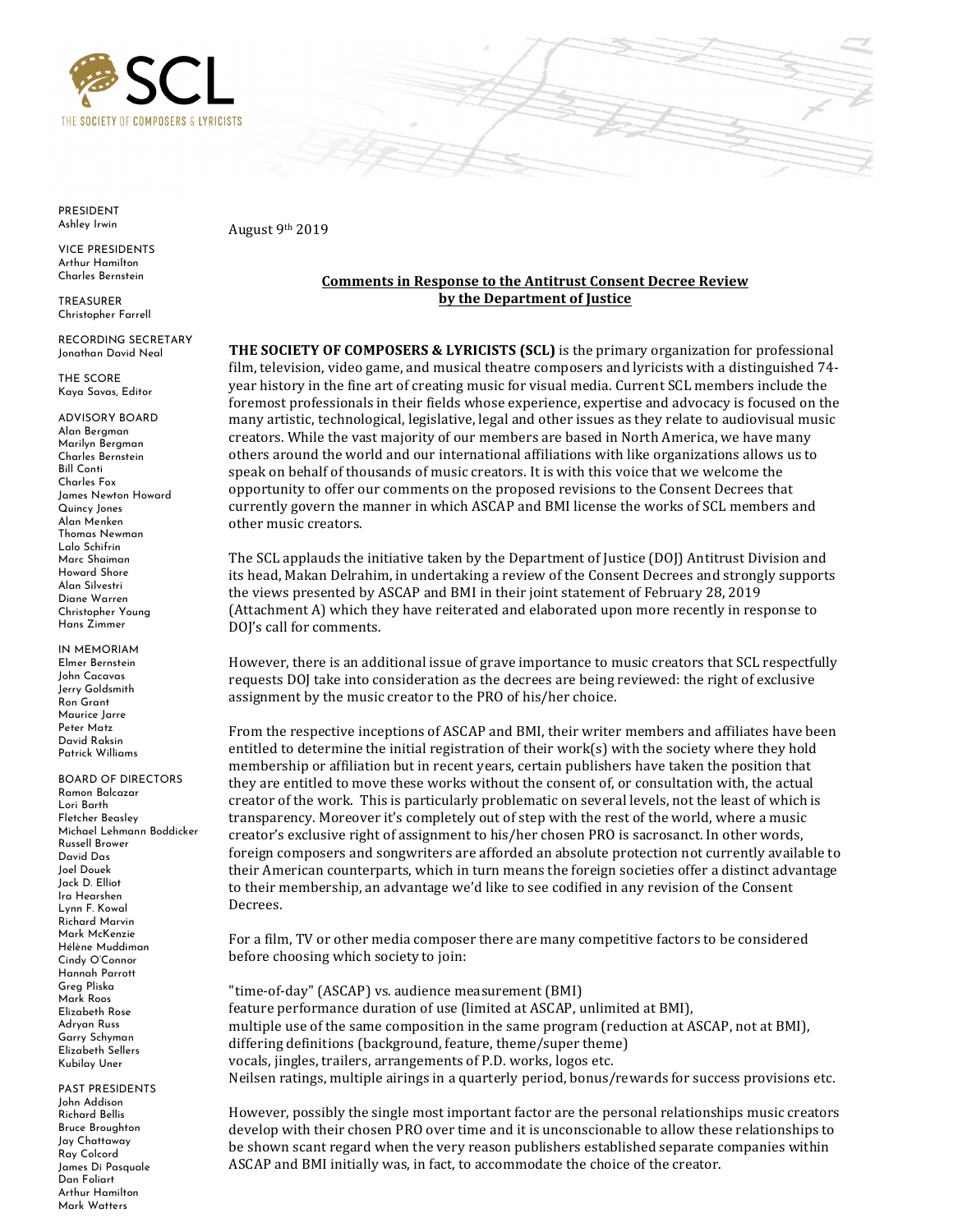THE SOCIETY OF COMPOSERS & LYRICISTS

PRESIDENT
Ashley Irwin

VICE PRESIDENTS
Arthur Hamilton
Charles Bernstein

TREASURER
Christopher Farrell

RECORDING SECRETARY
Jonathan David Neal

THE SCORE
Kaya Savas, Editor

ADVISORY BOARD
Alan Bergman
Marilyn Bergman
Charles Bernstein
Bill Conti
Charles Fox
James Newton Howard
Quincy Jones
Alan Menken
Thomas Newman
Lalo Schifrin
Marc Shaiman
Howard Shore
Alan Silvestri
Diane Warren
Christopher Young
Hans Zimmer

IN MEMORIAM
Elmer Bernstein
John Cacavas
Jerry Goldsmith
Ron Grant
Maurice Jarre
Peter Matz
David Raksin
Patrick Williams

BOARD OF DIRECTORS
Ramon Balcazar
Lori Barth
Fletcher Beasley
Michael Lehmann Boddicker
Russell Brower
David Das
Joel Douek
Jack D. Elliot
Ira Hearshen
Lynn F. Kowal
Richard Marvin
Mark McKenzie
Hélène Muddiman
Cindy O'Connor
Hannah Parrott
Greg Pliska
Mark Roos
Elizabeth Rose
Adryan Russ
Garry Schyman
Elizabeth Sellers
Kubilay Uner

PAST PRESIDENTS
John Addison
Richard Bellis
Bruce Broughton
Jay Chattaway
Ray Colcord
James Di Pasquale
Dan Foliart
Arthur Hamilton
Mark Watters

August 9th 2019

**Comments in Response to the Antitrust Consent Decree Review by the Department of Justice**

**THE SOCIETY OF COMPOSERS & LYRICISTS (SCL)** is the primary organization for professional film, television, video game, and musical theatre composers and lyricists with a distinguished 74-year history in the fine art of creating music for visual media. Current SCL members include the foremost professionals in their fields whose experience, expertise and advocacy is focused on the many artistic, technological, legislative, legal and other issues as they relate to audiovisual music creators. While the vast majority of our members are based in North America, we have many others around the world and our international affiliations with like organizations allows us to speak on behalf of thousands of music creators. It is with this voice that we welcome the opportunity to offer our comments on the proposed revisions to the Consent Decrees that currently govern the manner in which ASCAP and BMI license the works of SCL members and other music creators.

The SCL applauds the initiative taken by the Department of Justice (DOJ) Antitrust Division and its head, Makan Delrahim, in undertaking a review of the Consent Decrees and strongly supports the views presented by ASCAP and BMI in their joint statement of February 28, 2019 (Attachment A) which they have reiterated and elaborated upon more recently in response to DOJ's call for comments.

However, there is an additional issue of grave importance to music creators that SCL respectfully requests DOJ take into consideration as the decrees are being reviewed: the right of exclusive assignment by the music creator to the PRO of his/her choice.

From the respective inceptions of ASCAP and BMI, their writer members and affiliates have been entitled to determine the initial registration of their work(s) with the society where they hold membership or affiliation but in recent years, certain publishers have taken the position that they are entitled to move these works without the consent of, or consultation with, the actual creator of the work. This is particularly problematic on several levels, not the least of which is transparency. Moreover it's completely out of step with the rest of the world, where a music creator's exclusive right of assignment to his/her chosen PRO is sacrosanct. In other words, foreign composers and songwriters are afforded an absolute protection not currently available to their American counterparts, which in turn means the foreign societies offer a distinct advantage to their membership, an advantage we'd like to see codified in any revision of the Consent Decrees.

For a film, TV or other media composer there are many competitive factors to be considered before choosing which society to join:

"time-of-day" (ASCAP) vs. audience measurement (BMI)
feature performance duration of use (limited at ASCAP, unlimited at BMI),
multiple use of the same composition in the same program (reduction at ASCAP, not at BMI),
differing definitions (background, feature, theme/super theme)
vocals, jingles, trailers, arrangements of P.D. works, logos etc.
Neilsen ratings, multiple airings in a quarterly period, bonus/rewards for success provisions etc.

However, possibly the single most important factor are the personal relationships music creators develop with their chosen PRO over time and it is unconscionable to allow these relationships to be shown scant regard when the very reason publishers established separate companies within ASCAP and BMI initially was, in fact, to accommodate the choice of the creator.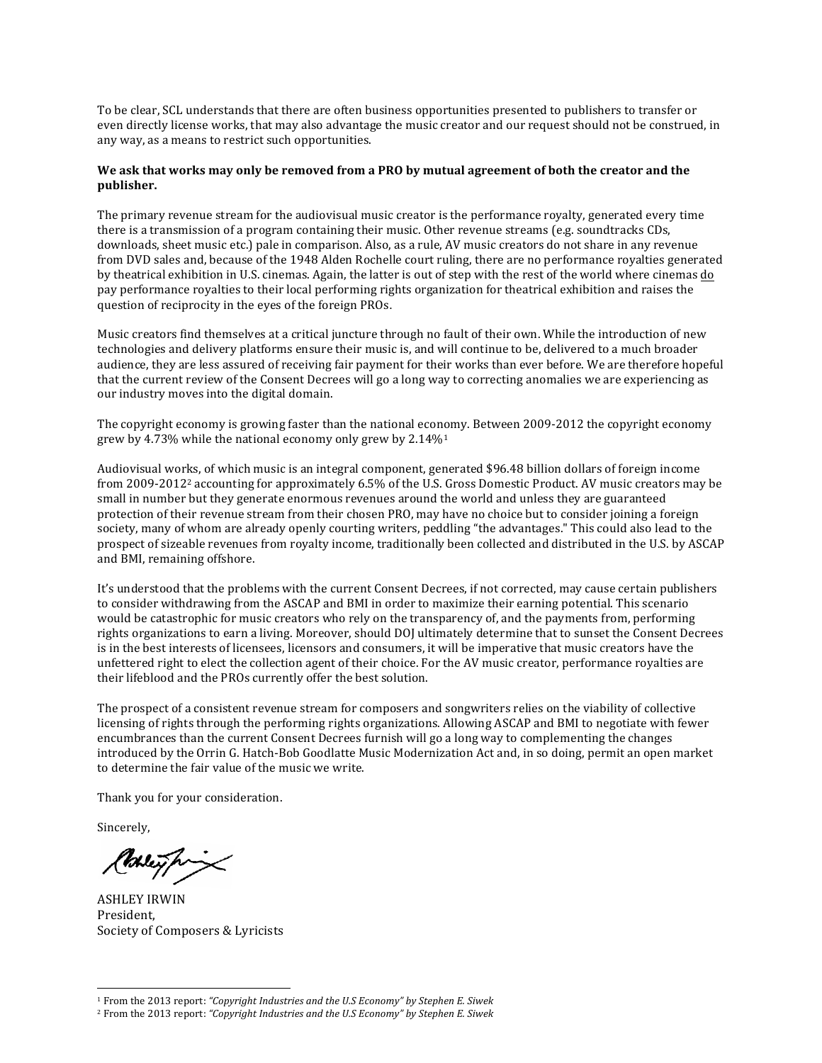To be clear, SCL understands that there are often business opportunities presented to publishers to transfer or even directly license works, that may also advantage the music creator and our request should not be construed, in any way, as a means to restrict such opportunities.

**We ask that works may only be removed from a PRO by mutual agreement of both the creator and the publisher.**

The primary revenue stream for the audiovisual music creator is the performance royalty, generated every time there is a transmission of a program containing their music. Other revenue streams (e.g. soundtracks CDs, downloads, sheet music etc.) pale in comparison. Also, as a rule, AV music creators do not share in any revenue from DVD sales and, because of the 1948 Alden Rochelle court ruling, there are no performance royalties generated by theatrical exhibition in U.S. cinemas. Again, the latter is out of step with the rest of the world where cinemas do pay performance royalties to their local performing rights organization for theatrical exhibition and raises the question of reciprocity in the eyes of the foreign PROs.

Music creators find themselves at a critical juncture through no fault of their own. While the introduction of new technologies and delivery platforms ensure their music is, and will continue to be, delivered to a much broader audience, they are less assured of receiving fair payment for their works than ever before. We are therefore hopeful that the current review of the Consent Decrees will go a long way to correcting anomalies we are experiencing as our industry moves into the digital domain.

The copyright economy is growing faster than the national economy. Between 2009-2012 the copyright economy grew by 4.73% while the national economy only grew by 2.14%[1]

Audiovisual works, of which music is an integral component, generated $96.48 billion dollars of foreign income from 2009-2012[2] accounting for approximately 6.5% of the U.S. Gross Domestic Product. AV music creators may be small in number but they generate enormous revenues around the world and unless they are guaranteed protection of their revenue stream from their chosen PRO, may have no choice but to consider joining a foreign society, many of whom are already openly courting writers, peddling "the advantages." This could also lead to the prospect of sizeable revenues from royalty income, traditionally been collected and distributed in the U.S. by ASCAP and BMI, remaining offshore.

It's understood that the problems with the current Consent Decrees, if not corrected, may cause certain publishers to consider withdrawing from the ASCAP and BMI in order to maximize their earning potential. This scenario would be catastrophic for music creators who rely on the transparency of, and the payments from, performing rights organizations to earn a living. Moreover, should DOJ ultimately determine that to sunset the Consent Decrees is in the best interests of licensees, licensors and consumers, it will be imperative that music creators have the unfettered right to elect the collection agent of their choice. For the AV music creator, performance royalties are their lifeblood and the PROs currently offer the best solution.

The prospect of a consistent revenue stream for composers and songwriters relies on the viability of collective licensing of rights through the performing rights organizations. Allowing ASCAP and BMI to negotiate with fewer encumbrances than the current Consent Decrees furnish will go a long way to complementing the changes introduced by the Orrin G. Hatch-Bob Goodlatte Music Modernization Act and, in so doing, permit an open market to determine the fair value of the music we write.

Thank you for your consideration.

Sincerely,

ASHLEY IRWIN
President,
Society of Composers & Lyricists

---

[1] From the 2013 report: *"Copyright Industries and the U.S Economy" by Stephen E. Siwek*

[2] From the 2013 report: *"Copyright Industries and the U.S Economy" by Stephen E. Siwek*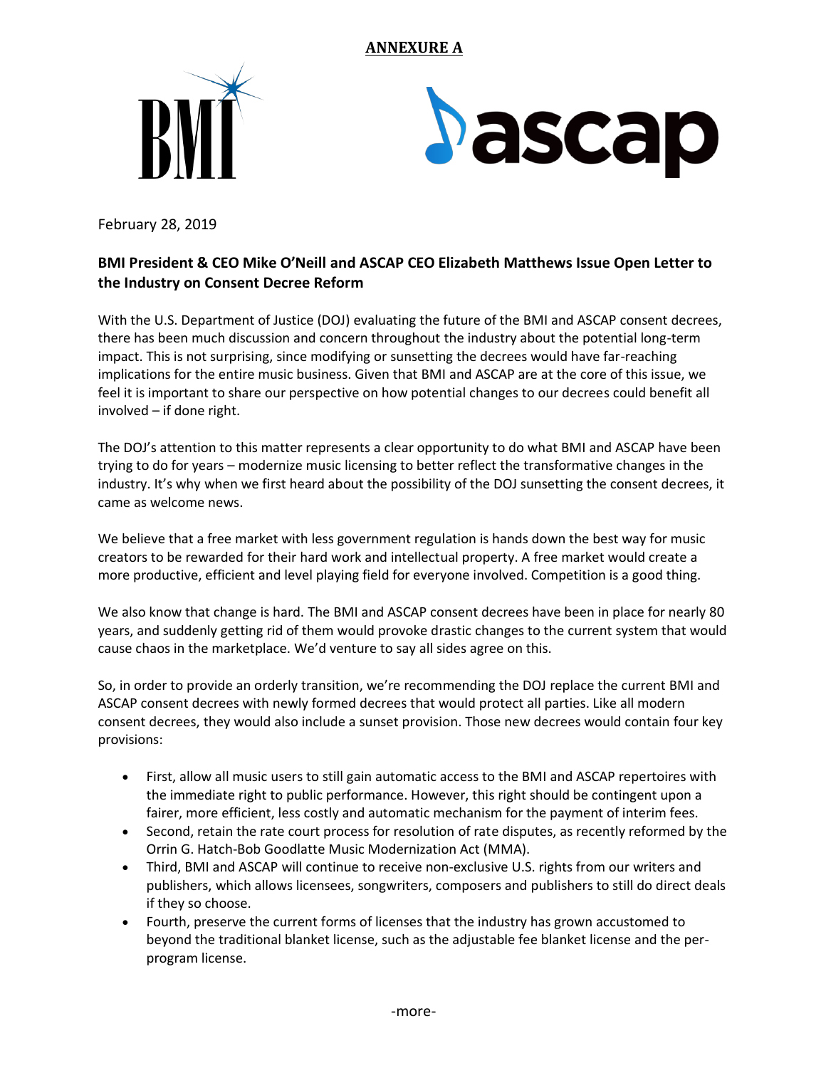**ANNEXURE A**

February 28, 2019

**BMI President & CEO Mike O'Neill and ASCAP CEO Elizabeth Matthews Issue Open Letter to the Industry on Consent Decree Reform**

With the U.S. Department of Justice (DOJ) evaluating the future of the BMI and ASCAP consent decrees, there has been much discussion and concern throughout the industry about the potential long-term impact. This is not surprising, since modifying or sunsetting the decrees would have far-reaching implications for the entire music business. Given that BMI and ASCAP are at the core of this issue, we feel it is important to share our perspective on how potential changes to our decrees could benefit all involved – if done right.

The DOJ's attention to this matter represents a clear opportunity to do what BMI and ASCAP have been trying to do for years – modernize music licensing to better reflect the transformative changes in the industry. It's why when we first heard about the possibility of the DOJ sunsetting the consent decrees, it came as welcome news.

We believe that a free market with less government regulation is hands down the best way for music creators to be rewarded for their hard work and intellectual property. A free market would create a more productive, efficient and level playing field for everyone involved. Competition is a good thing.

We also know that change is hard. The BMI and ASCAP consent decrees have been in place for nearly 80 years, and suddenly getting rid of them would provoke drastic changes to the current system that would cause chaos in the marketplace. We'd venture to say all sides agree on this.

So, in order to provide an orderly transition, we're recommending the DOJ replace the current BMI and ASCAP consent decrees with newly formed decrees that would protect all parties. Like all modern consent decrees, they would also include a sunset provision. Those new decrees would contain four key provisions:

- First, allow all music users to still gain automatic access to the BMI and ASCAP repertoires with the immediate right to public performance. However, this right should be contingent upon a fairer, more efficient, less costly and automatic mechanism for the payment of interim fees.
- Second, retain the rate court process for resolution of rate disputes, as recently reformed by the Orrin G. Hatch-Bob Goodlatte Music Modernization Act (MMA).
- Third, BMI and ASCAP will continue to receive non-exclusive U.S. rights from our writers and publishers, which allows licensees, songwriters, composers and publishers to still do direct deals if they so choose.
- Fourth, preserve the current forms of licenses that the industry has grown accustomed to beyond the traditional blanket license, such as the adjustable fee blanket license and the per-program license.

-more-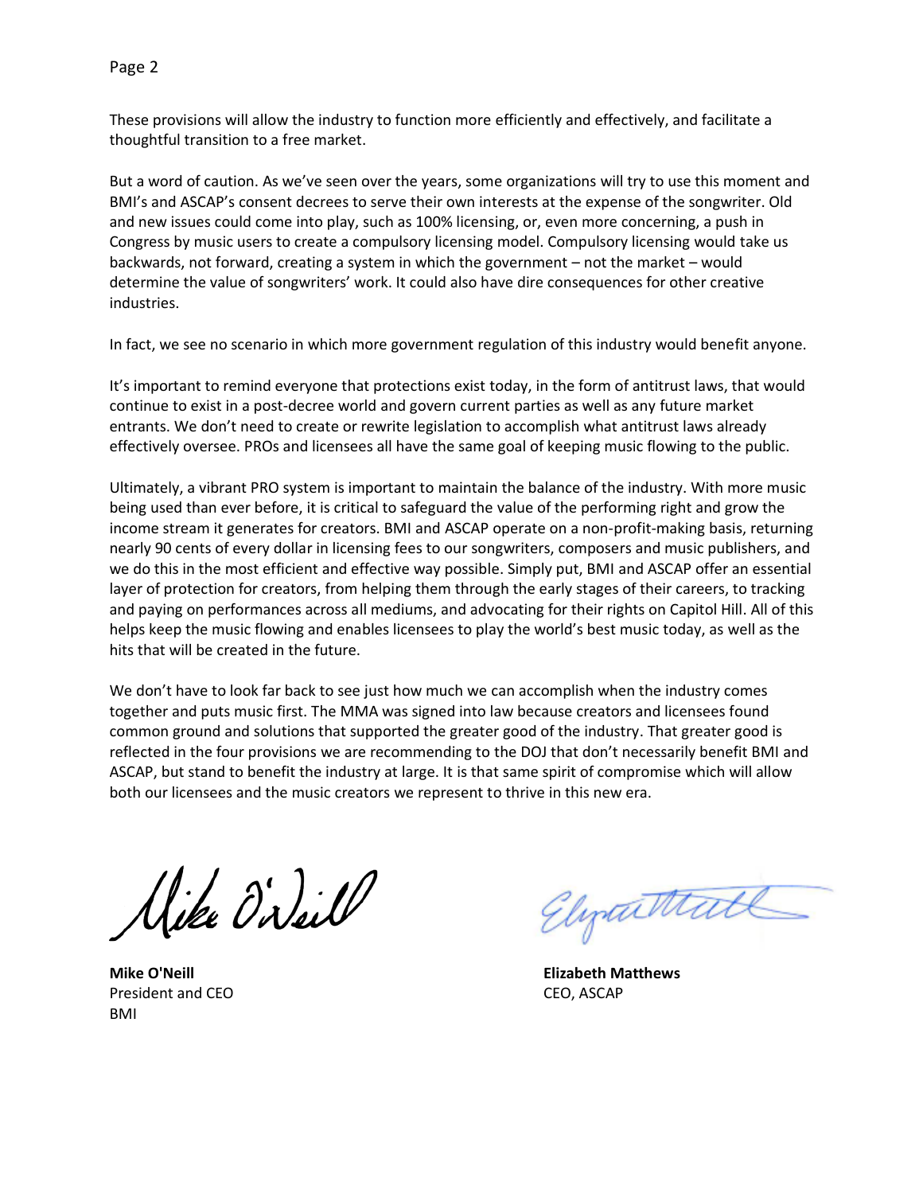These provisions will allow the industry to function more efficiently and effectively, and facilitate a thoughtful transition to a free market.

But a word of caution. As we've seen over the years, some organizations will try to use this moment and BMI's and ASCAP's consent decrees to serve their own interests at the expense of the songwriter. Old and new issues could come into play, such as 100% licensing, or, even more concerning, a push in Congress by music users to create a compulsory licensing model. Compulsory licensing would take us backwards, not forward, creating a system in which the government – not the market – would determine the value of songwriters' work. It could also have dire consequences for other creative industries.

In fact, we see no scenario in which more government regulation of this industry would benefit anyone.

It's important to remind everyone that protections exist today, in the form of antitrust laws, that would continue to exist in a post-decree world and govern current parties as well as any future market entrants. We don't need to create or rewrite legislation to accomplish what antitrust laws already effectively oversee. PROs and licensees all have the same goal of keeping music flowing to the public.

Ultimately, a vibrant PRO system is important to maintain the balance of the industry. With more music being used than ever before, it is critical to safeguard the value of the performing right and grow the income stream it generates for creators. BMI and ASCAP operate on a non-profit-making basis, returning nearly 90 cents of every dollar in licensing fees to our songwriters, composers and music publishers, and we do this in the most efficient and effective way possible. Simply put, BMI and ASCAP offer an essential layer of protection for creators, from helping them through the early stages of their careers, to tracking and paying on performances across all mediums, and advocating for their rights on Capitol Hill. All of this helps keep the music flowing and enables licensees to play the world's best music today, as well as the hits that will be created in the future.

We don't have to look far back to see just how much we can accomplish when the industry comes together and puts music first. The MMA was signed into law because creators and licensees found common ground and solutions that supported the greater good of the industry. That greater good is reflected in the four provisions we are recommending to the DOJ that don't necessarily benefit BMI and ASCAP, but stand to benefit the industry at large. It is that same spirit of compromise which will allow both our licensees and the music creators we represent to thrive in this new era.

**Mike O'Neill**
President and CEO
BMI

**Elizabeth Matthews**
CEO, ASCAP